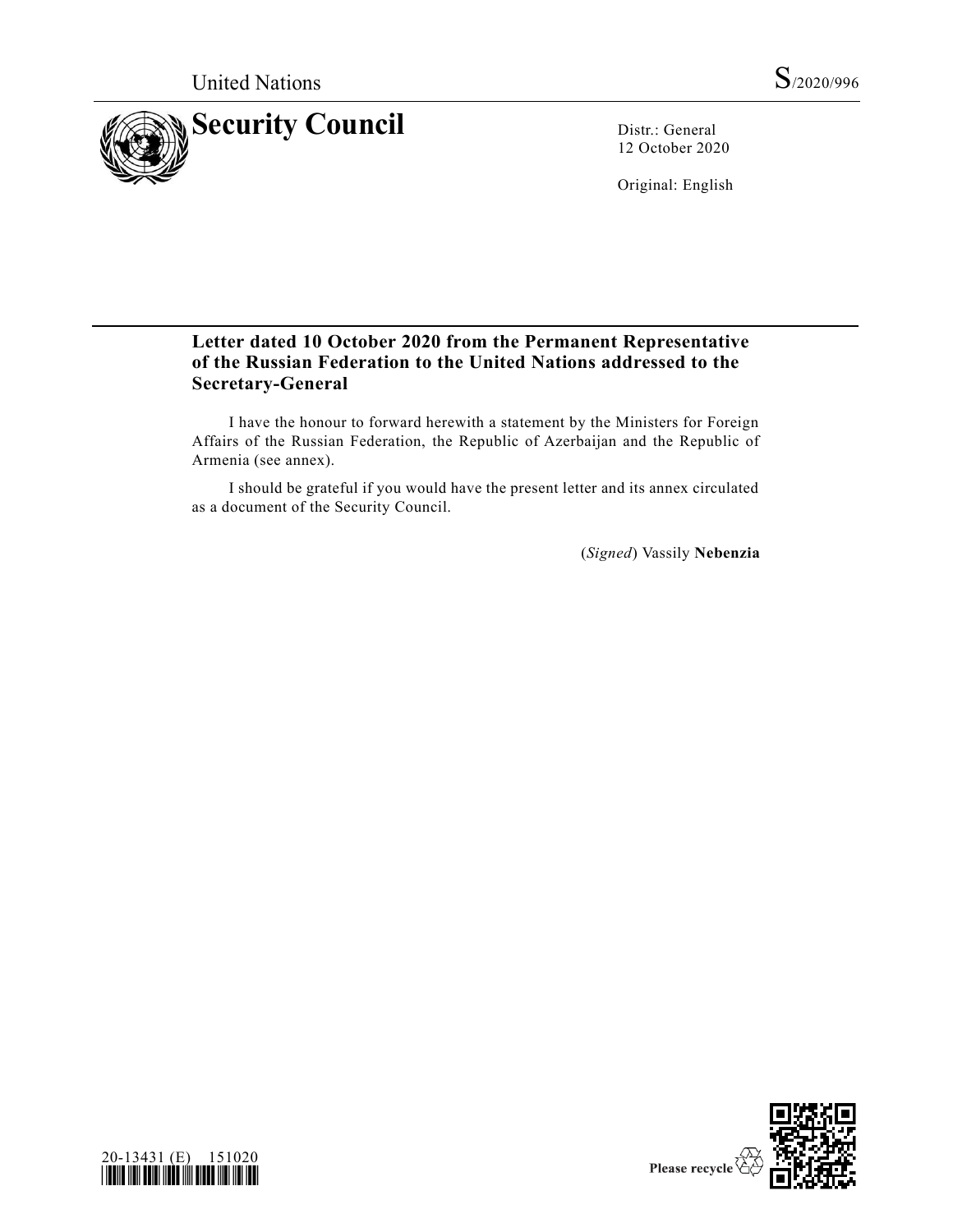United Nations S/2020/996

# Security Council

Distr.: General
12 October 2020

Original: English

## Letter dated 10 October 2020 from the Permanent Representative of the Russian Federation to the United Nations addressed to the Secretary-General

I have the honour to forward herewith a statement by the Ministers for Foreign Affairs of the Russian Federation, the Republic of Azerbaijan and the Republic of Armenia (see annex).

I should be grateful if you would have the present letter and its annex circulated as a document of the Security Council.

(*Signed*) Vassily **Nebenzia**

20-13431 (E) 151020

Please recycle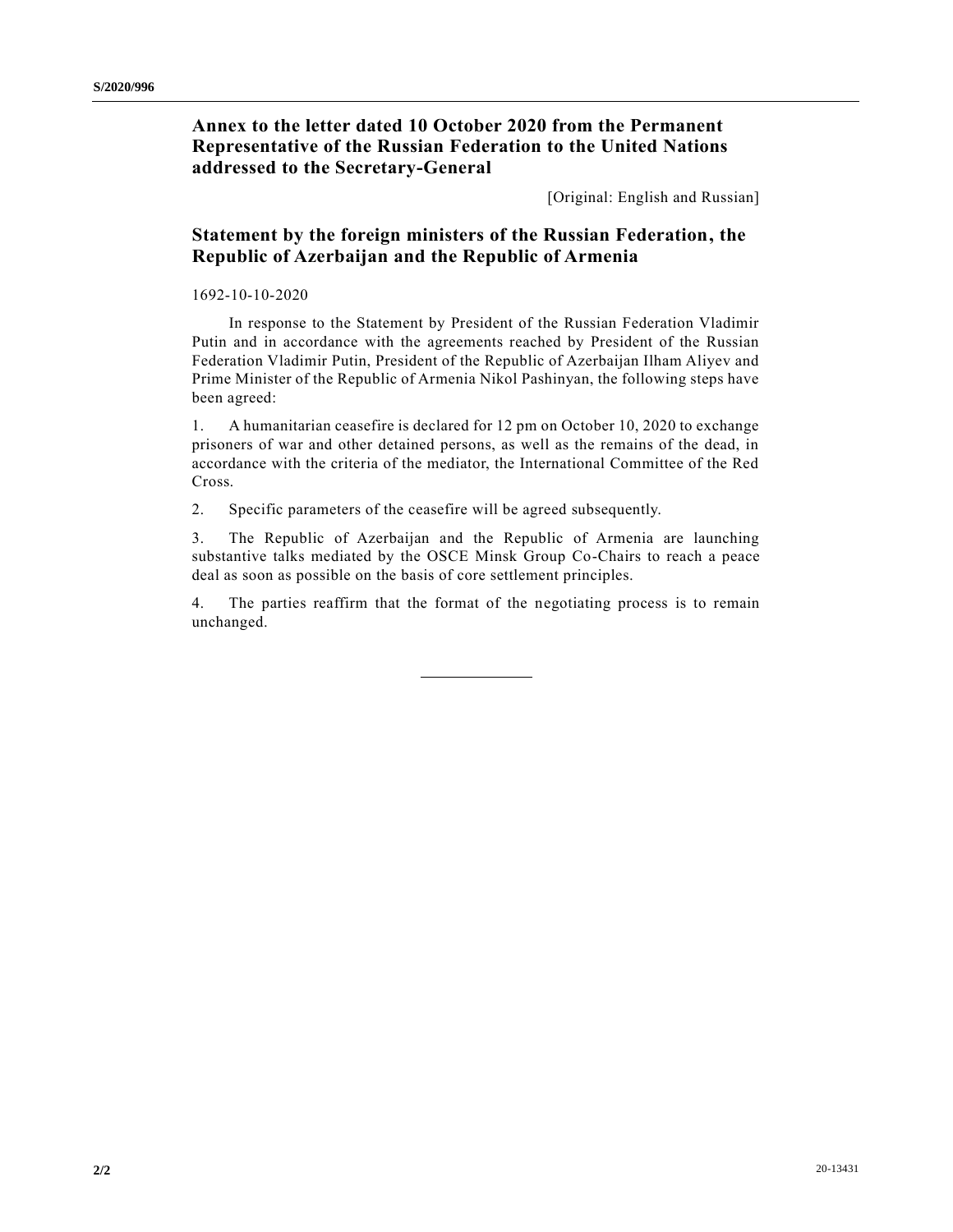## Annex to the letter dated 10 October 2020 from the Permanent Representative of the Russian Federation to the United Nations addressed to the Secretary-General

[Original: English and Russian]

## Statement by the foreign ministers of the Russian Federation, the Republic of Azerbaijan and the Republic of Armenia

1692-10-10-2020

In response to the Statement by President of the Russian Federation Vladimir Putin and in accordance with the agreements reached by President of the Russian Federation Vladimir Putin, President of the Republic of Azerbaijan Ilham Aliyev and Prime Minister of the Republic of Armenia Nikol Pashinyan, the following steps have been agreed:

1. A humanitarian ceasefire is declared for 12 pm on October 10, 2020 to exchange prisoners of war and other detained persons, as well as the remains of the dead, in accordance with the criteria of the mediator, the International Committee of the Red Cross.

2. Specific parameters of the ceasefire will be agreed subsequently.

3. The Republic of Azerbaijan and the Republic of Armenia are launching substantive talks mediated by the OSCE Minsk Group Co-Chairs to reach a peace deal as soon as possible on the basis of core settlement principles.

4. The parties reaffirm that the format of the negotiating process is to remain unchanged.